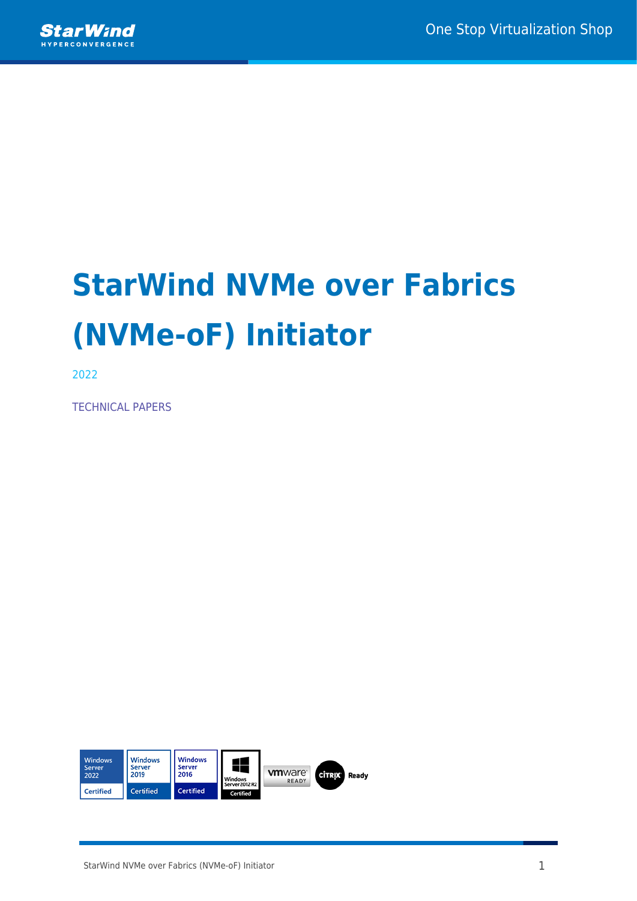# StarWind NVMe over Fabrics (NVMe-oF) Initiator

2022

TECHNICAL PAPERS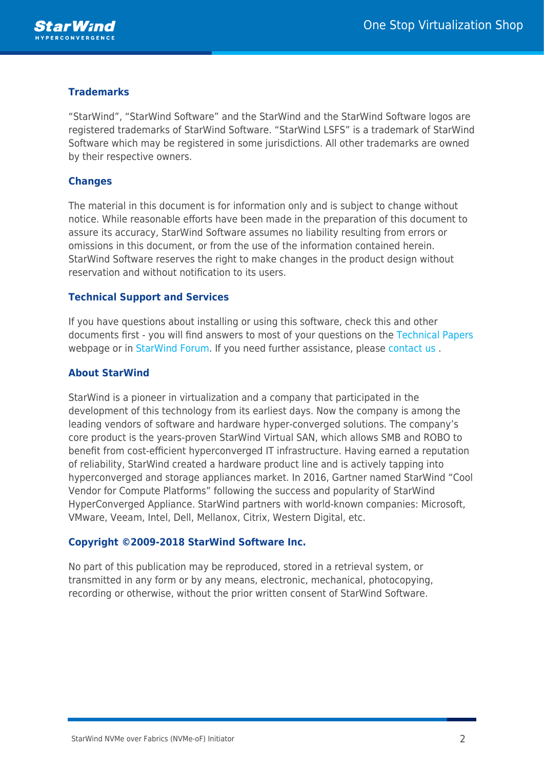## Trademarks

"StarWind", "StarWind Software" and the StarWind and the StarWind Software logos are registered trademarks of StarWind Software. "StarWind LSFS" is a trademark of StarWind Software which may be registered in some jurisdictions. All other trademarks are owned by their respective owners.

## Changes

The material in this document is for information only and is subject to change without notice. While reasonable efforts have been made in the preparation of this document to assure its accuracy, StarWind Software assumes no liability resulting from errors or omissions in this document, or from the use of the information contained herein. StarWind Software reserves the right to make changes in the product design without reservation and without notification to its users.

## Technical Support and Services

If you have questions about installing or using this software, check this and other documents first - you will find answers to most of your questions on the Technical Papers webpage or in StarWind Forum. If you need further assistance, please contact us .

## About StarWind

StarWind is a pioneer in virtualization and a company that participated in the development of this technology from its earliest days. Now the company is among the leading vendors of software and hardware hyper-converged solutions. The company's core product is the years-proven StarWind Virtual SAN, which allows SMB and ROBO to benefit from cost-efficient hyperconverged IT infrastructure. Having earned a reputation of reliability, StarWind created a hardware product line and is actively tapping into hyperconverged and storage appliances market. In 2016, Gartner named StarWind "Cool Vendor for Compute Platforms" following the success and popularity of StarWind HyperConverged Appliance. StarWind partners with world-known companies: Microsoft, VMware, Veeam, Intel, Dell, Mellanox, Citrix, Western Digital, etc.

## Copyright ©2009-2018 StarWind Software Inc.

No part of this publication may be reproduced, stored in a retrieval system, or transmitted in any form or by any means, electronic, mechanical, photocopying, recording or otherwise, without the prior written consent of StarWind Software.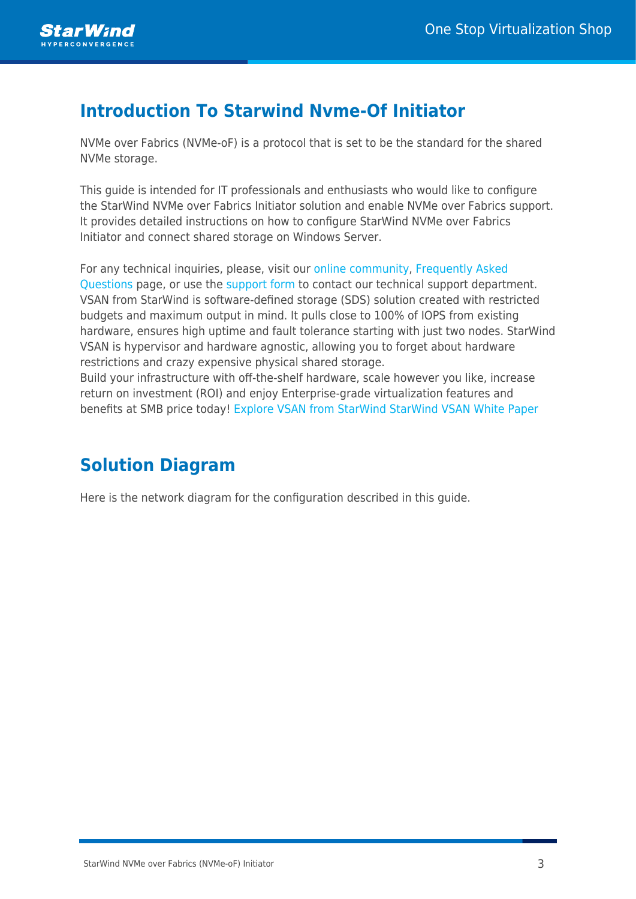## Introduction To Starwind Nvme-Of Initiator

NVMe over Fabrics (NVMe-oF) is a protocol that is set to be the standard for the shared NVMe storage.

This guide is intended for IT professionals and enthusiasts who would like to configure the StarWind NVMe over Fabrics Initiator solution and enable NVMe over Fabrics support. It provides detailed instructions on how to configure StarWind NVMe over Fabrics Initiator and connect shared storage on Windows Server.

For any technical inquiries, please, visit our online community, Frequently Asked Questions page, or use the support form to contact our technical support department. VSAN from StarWind is software-defined storage (SDS) solution created with restricted budgets and maximum output in mind. It pulls close to 100% of IOPS from existing hardware, ensures high uptime and fault tolerance starting with just two nodes. StarWind VSAN is hypervisor and hardware agnostic, allowing you to forget about hardware restrictions and crazy expensive physical shared storage.
Build your infrastructure with off-the-shelf hardware, scale however you like, increase return on investment (ROI) and enjoy Enterprise-grade virtualization features and benefits at SMB price today! Explore VSAN from StarWind StarWind VSAN White Paper

## Solution Diagram

Here is the network diagram for the configuration described in this guide.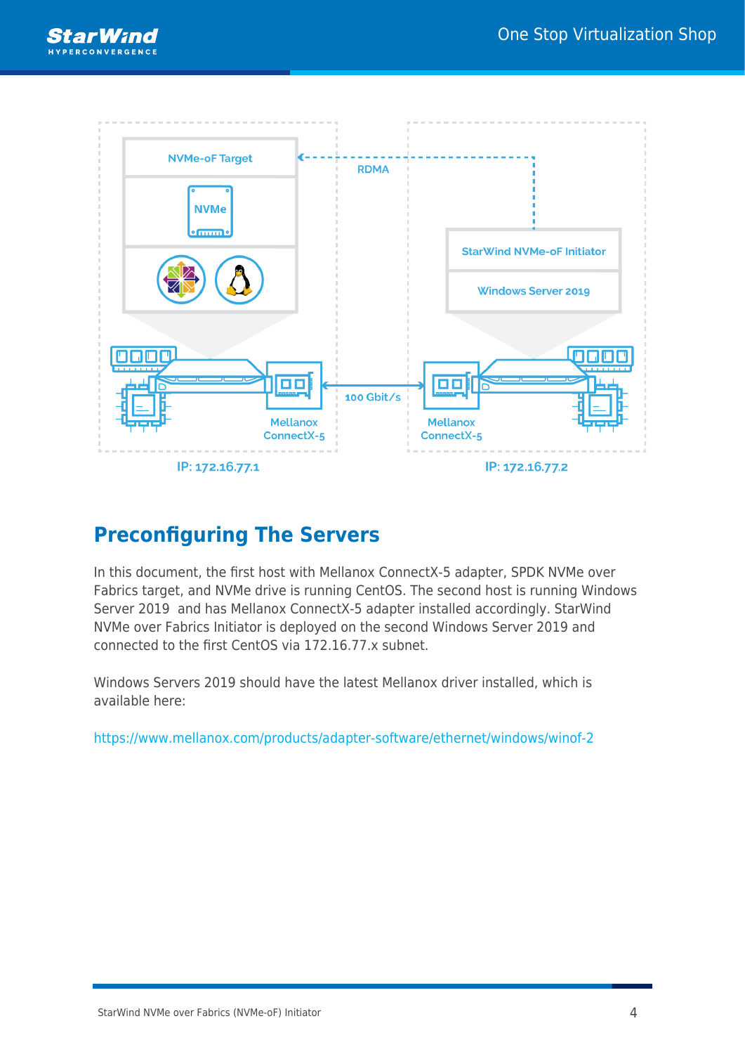## Preconfiguring The Servers

In this document, the first host with Mellanox ConnectX-5 adapter, SPDK NVMe over Fabrics target, and NVMe drive is running CentOS. The second host is running Windows Server 2019 and has Mellanox ConnectX-5 adapter installed accordingly. StarWind NVMe over Fabrics Initiator is deployed on the second Windows Server 2019 and connected to the first CentOS via 172.16.77.x subnet.

Windows Servers 2019 should have the latest Mellanox driver installed, which is available here:

https://www.mellanox.com/products/adapter-software/ethernet/windows/winof-2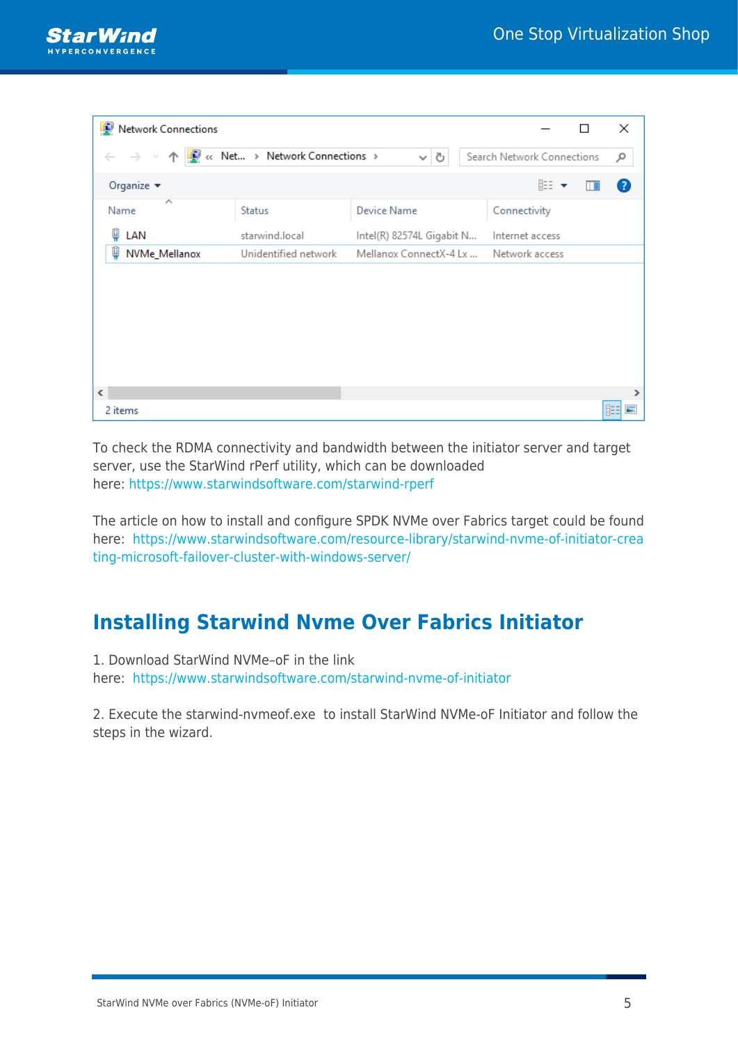To check the RDMA connectivity and bandwidth between the initiator server and target server, use the StarWind rPerf utility, which can be downloaded here: https://www.starwindsoftware.com/starwind-rperf

The article on how to install and configure SPDK NVMe over Fabrics target could be found here: https://www.starwindsoftware.com/resource-library/starwind-nvme-of-initiator-creating-microsoft-failover-cluster-with-windows-server/

## Installing Starwind Nvme Over Fabrics Initiator

1. Download StarWind NVMe–oF in the link here: https://www.starwindsoftware.com/starwind-nvme-of-initiator

2. Execute the starwind-nvmeof.exe to install StarWind NVMe-oF Initiator and follow the steps in the wizard.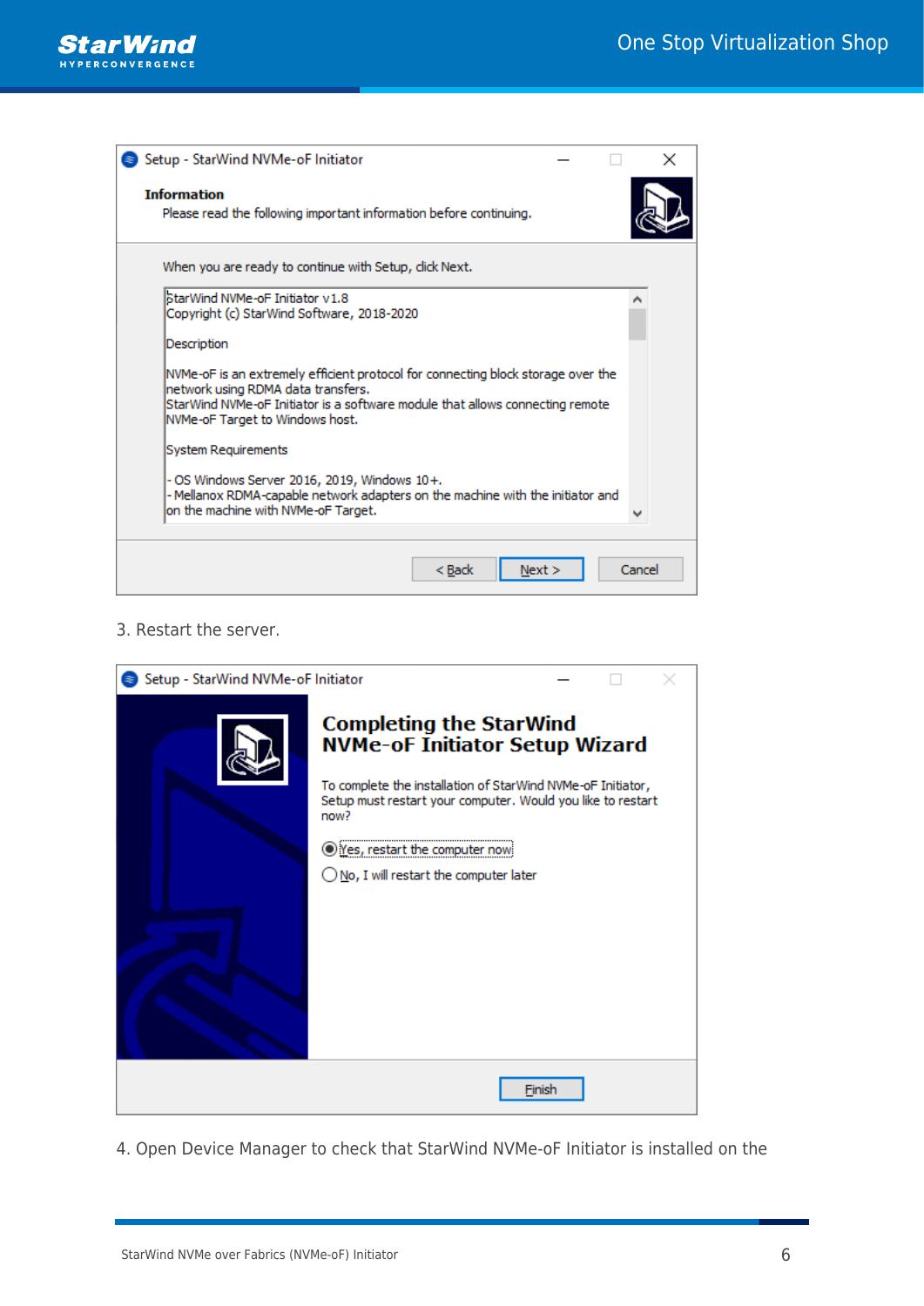3. Restart the server.

4. Open Device Manager to check that StarWind NVMe-oF Initiator is installed on the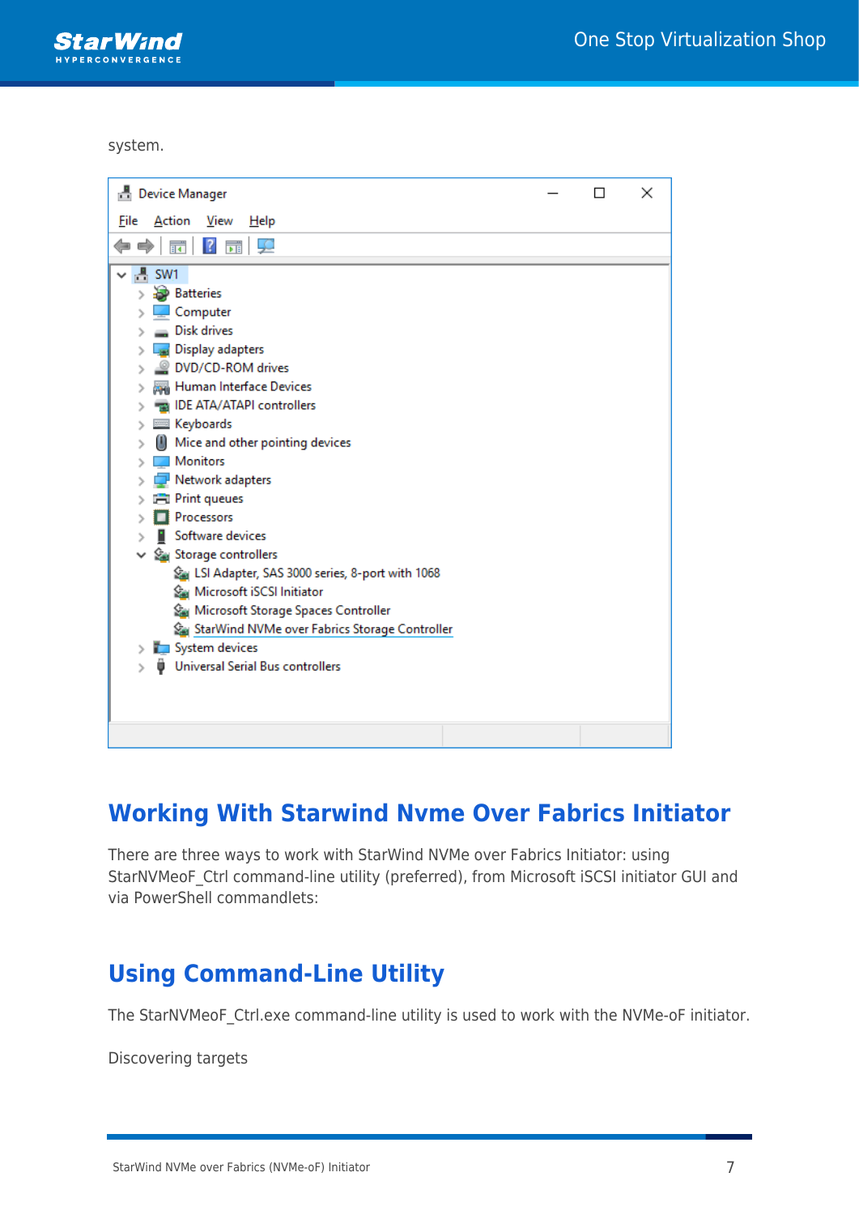system.

## Working With Starwind Nvme Over Fabrics Initiator

There are three ways to work with StarWind NVMe over Fabrics Initiator: using StarNVMeoF_Ctrl command-line utility (preferred), from Microsoft iSCSI initiator GUI and via PowerShell commandlets:

## Using Command-Line Utility

The StarNVMeoF_Ctrl.exe command-line utility is used to work with the NVMe-oF initiator.

Discovering targets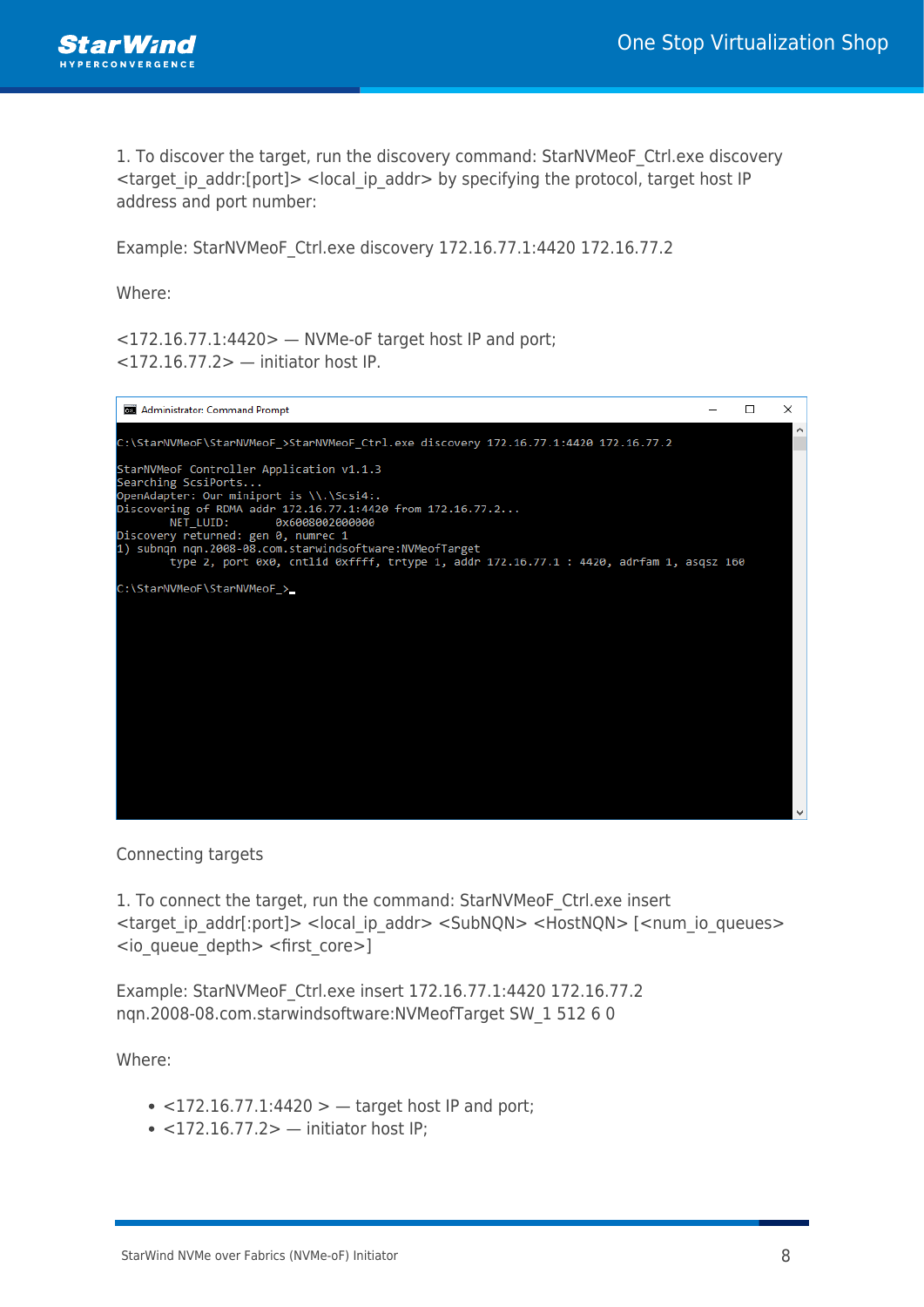1. To discover the target, run the discovery command: StarNVMeoF_Ctrl.exe discovery <target_ip_addr:[port]> <local_ip_addr> by specifying the protocol, target host IP address and port number:

Example: StarNVMeoF_Ctrl.exe discovery 172.16.77.1:4420 172.16.77.2

Where:

<172.16.77.1:4420> — NVMe-oF target host IP and port;
<172.16.77.2> — initiator host IP.

```
Administrator: Command Prompt

C:\StarNVMeoF\StarNVMeoF_>StarNVMeoF_Ctrl.exe discovery 172.16.77.1:4420 172.16.77.2

StarNVMeoF Controller Application v1.1.3
Searching ScsiPorts...
OpenAdapter: Our miniport is \\.\Scsi4:.
Discovering of RDMA addr 172.16.77.1:4420 from 172.16.77.2...
        NET_LUID:       0x6008002000000
Discovery returned: gen 0, numrec 1
1) subnqn nqn.2008-08.com.starwindsoftware:NVMeofTarget
        type 2, port 0x0, cntlid 0xffff, trtype 1, addr 172.16.77.1 : 4420, adrfam 1, asqsz 160

C:\StarNVMeoF\StarNVMeoF_>_
```

Connecting targets

1. To connect the target, run the command: StarNVMeoF_Ctrl.exe insert <target_ip_addr[:port]> <local_ip_addr> <SubNQN> <HostNQN> [<num_io_queues> <io_queue_depth> <first_core>]

Example: StarNVMeoF_Ctrl.exe insert 172.16.77.1:4420 172.16.77.2 nqn.2008-08.com.starwindsoftware:NVMeofTarget SW_1 512 6 0

Where:

- <172.16.77.1:4420 > — target host IP and port;
- <172.16.77.2> — initiator host IP;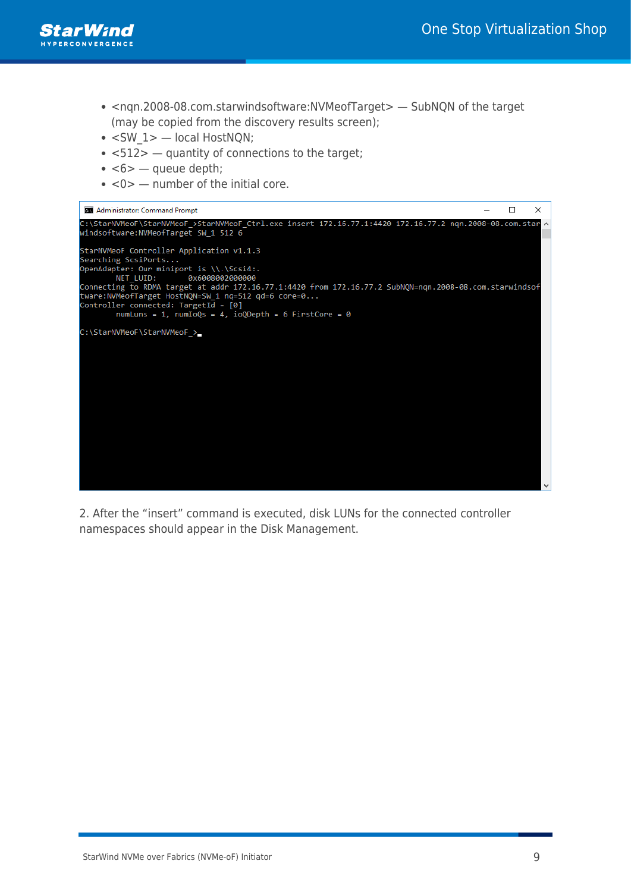- <nqn.2008-08.com.starwindsoftware:NVMeofTarget> — SubNQN of the target (may be copied from the discovery results screen);
- <SW_1> — local HostNQN;
- <512> — quantity of connections to the target;
- <6> — queue depth;
- <0> — number of the initial core.

```
C:\StarNVMeoF\StarNVMeoF_>StarNVMeoF_Ctrl.exe insert 172.16.77.1:4420 172.16.77.2 nqn.2008-08.com.starwindsoftware:NVMeofTarget SW_1 512 6

StarNVMeoF Controller Application v1.1.3
Searching ScsiPorts...
OpenAdapter: Our miniport is \\.\Scsi4:.
        NET_LUID:       0x6008002000000
Connecting to RDMA target at addr 172.16.77.1:4420 from 172.16.77.2 SubNQN=nqn.2008-08.com.starwindsoftware:NVMeofTarget HostNQN=SW_1 nq=512 qd=6 core=0...
Controller connected: TargetId - [0]
        numLuns = 1, numIoQs = 4, ioQDepth = 6 FirstCore = 0

C:\StarNVMeoF\StarNVMeoF_>
```

2. After the "insert" command is executed, disk LUNs for the connected controller namespaces should appear in the Disk Management.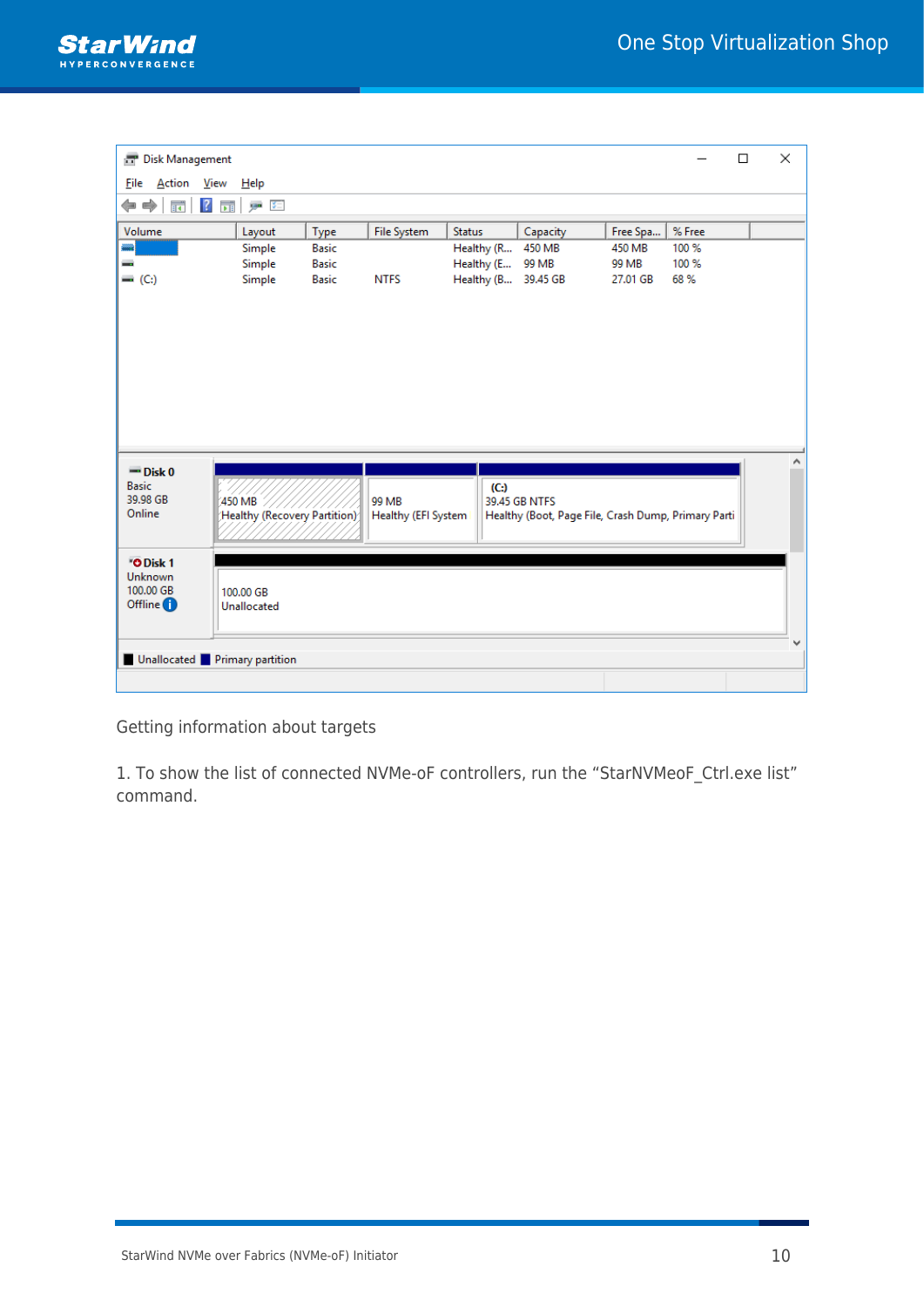Getting information about targets

1. To show the list of connected NVMe-oF controllers, run the “StarNVMeoF_Ctrl.exe list” command.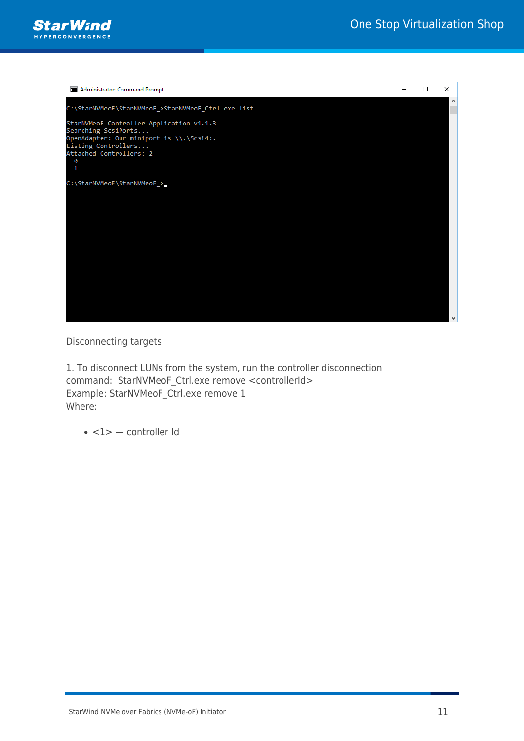```
C:\StarNVMeoF\StarNVMeoF_>StarNVMeoF_Ctrl.exe list

StarNVMeoF Controller Application v1.1.3
Searching ScsiPorts...
OpenAdapter: Our miniport is \\.\Scsi4:.
Listing Controllers...
Attached Controllers: 2
  0
  1

C:\StarNVMeoF\StarNVMeoF_>
```

Disconnecting targets

1. To disconnect LUNs from the system, run the controller disconnection command: StarNVMeoF_Ctrl.exe remove <controllerId>
Example: StarNVMeoF_Ctrl.exe remove 1
Where:

- <1> — controller Id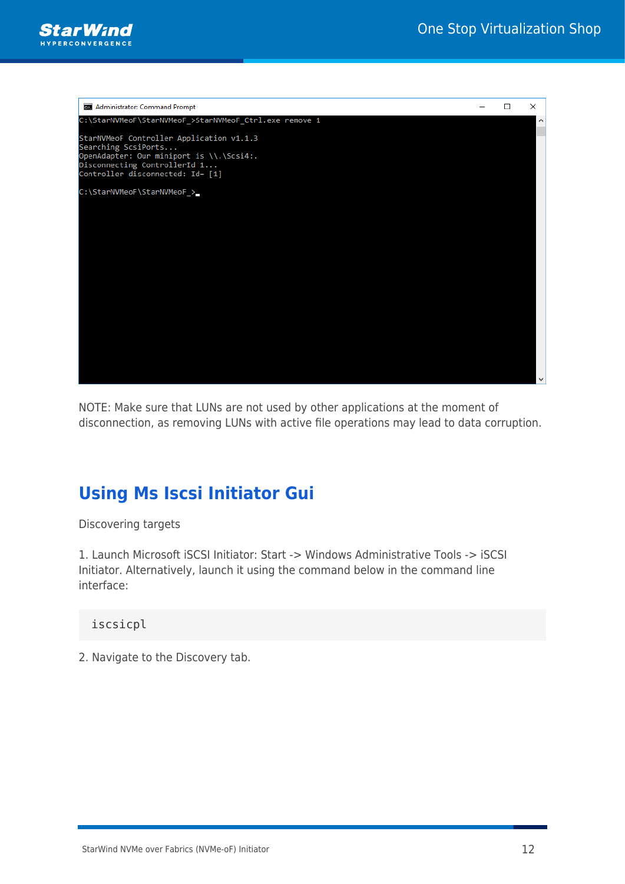```
C:\StarNVMeoF\StarNVMeoF_>StarNVMeoF_Ctrl.exe remove 1

StarNVMeoF Controller Application v1.1.3
Searching ScsiPorts...
OpenAdapter: Our miniport is \\.\Scsi4:.
Disconnecting ControllerId 1...
Controller disconnected: Id= [1]

C:\StarNVMeoF\StarNVMeoF_>
```

NOTE: Make sure that LUNs are not used by other applications at the moment of disconnection, as removing LUNs with active file operations may lead to data corruption.

## Using Ms Iscsi Initiator Gui

Discovering targets

1. Launch Microsoft iSCSI Initiator: Start -> Windows Administrative Tools -> iSCSI Initiator. Alternatively, launch it using the command below in the command line interface:

```
iscsicpl
```

2. Navigate to the Discovery tab.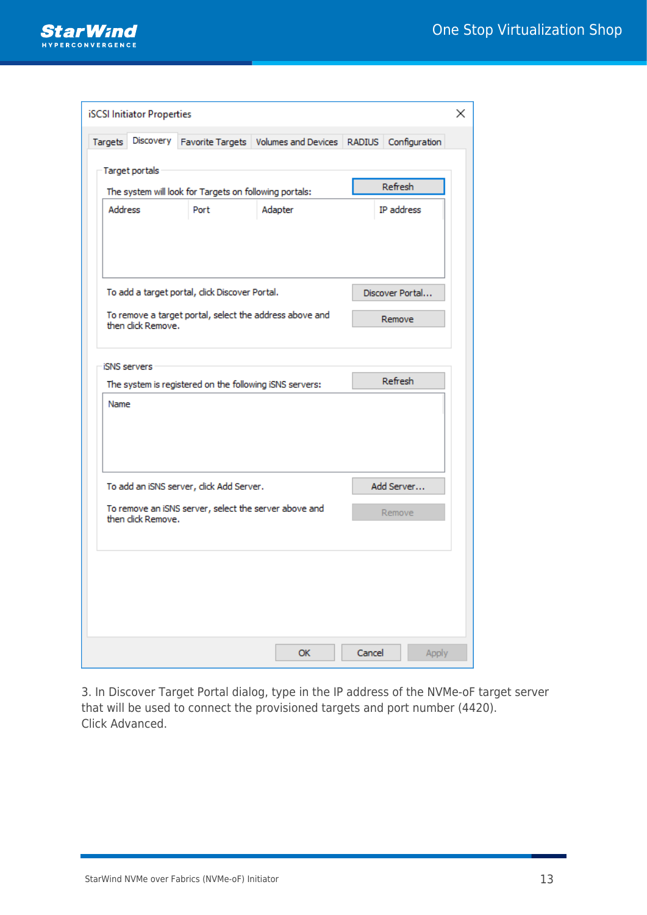3. In Discover Target Portal dialog, type in the IP address of the NVMe-oF target server that will be used to connect the provisioned targets and port number (4420).
Click Advanced.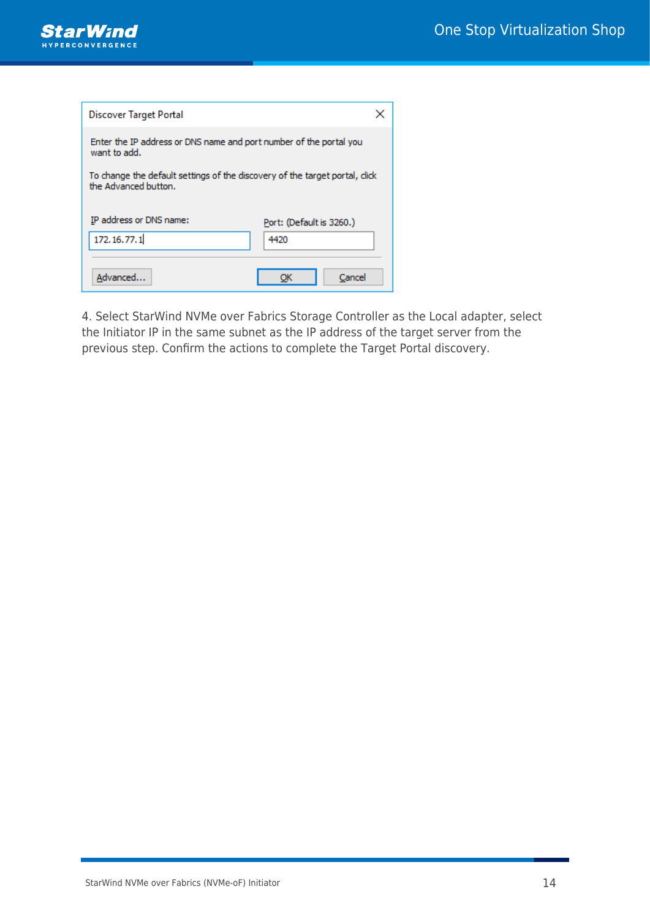Discover Target Portal

Enter the IP address or DNS name and port number of the portal you want to add.

To change the default settings of the discovery of the target portal, click the Advanced button.

IP address or DNS name: 172.16.77.1

Port: (Default is 3260.) 4420

Advanced... OK Cancel

4. Select StarWind NVMe over Fabrics Storage Controller as the Local adapter, select the Initiator IP in the same subnet as the IP address of the target server from the previous step. Confirm the actions to complete the Target Portal discovery.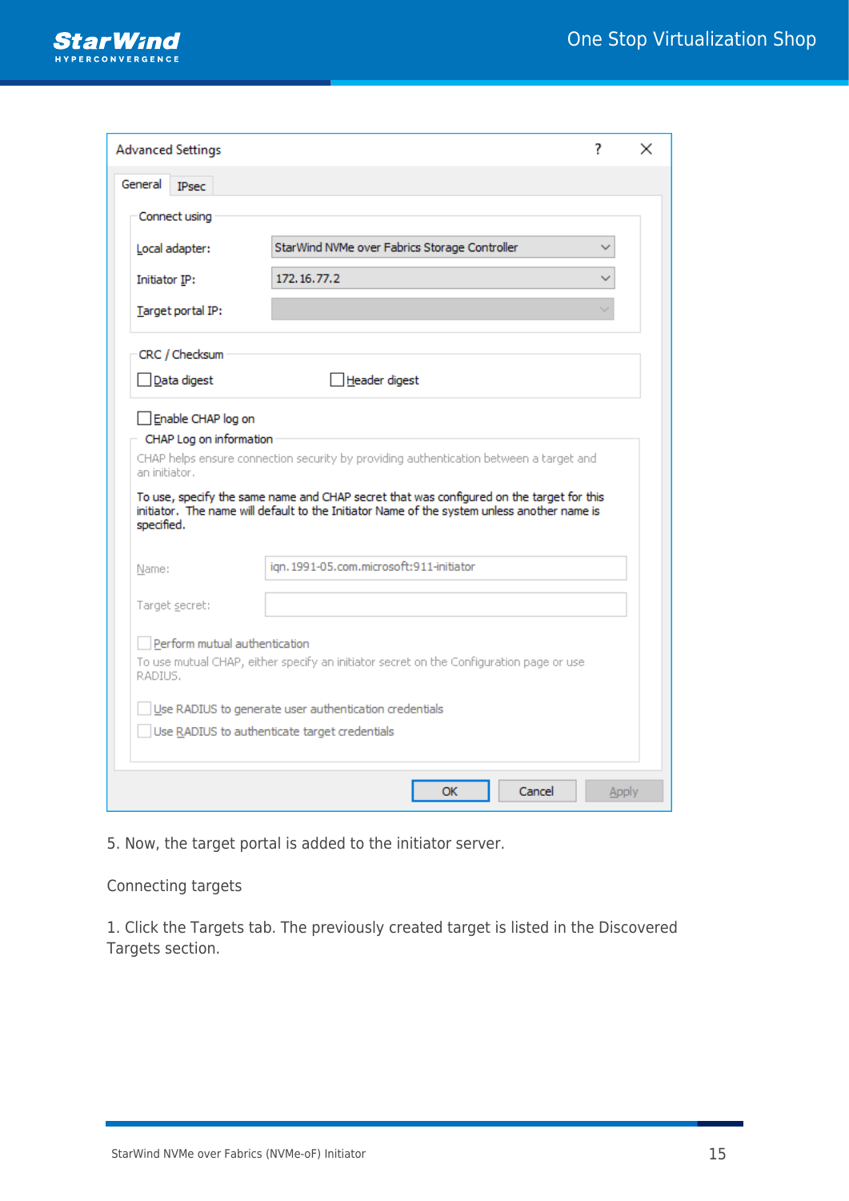Advanced Settings

General | IPsec

Connect using

Local adapter: StarWind NVMe over Fabrics Storage Controller

Initiator IP: 172.16.77.2

Target portal IP:

CRC / Checksum

- [ ] Data digest
- [ ] Header digest

- [ ] Enable CHAP log on

CHAP Log on information

CHAP helps ensure connection security by providing authentication between a target and an initiator.

To use, specify the same name and CHAP secret that was configured on the target for this initiator. The name will default to the Initiator Name of the system unless another name is specified.

Name: iqn.1991-05.com.microsoft:911-initiator

Target secret:

- [ ] Perform mutual authentication

To use mutual CHAP, either specify an initiator secret on the Configuration page or use RADIUS.

- [ ] Use RADIUS to generate user authentication credentials
- [ ] Use RADIUS to authenticate target credentials

OK | Cancel | Apply

5. Now, the target portal is added to the initiator server.

Connecting targets

1. Click the Targets tab. The previously created target is listed in the Discovered Targets section.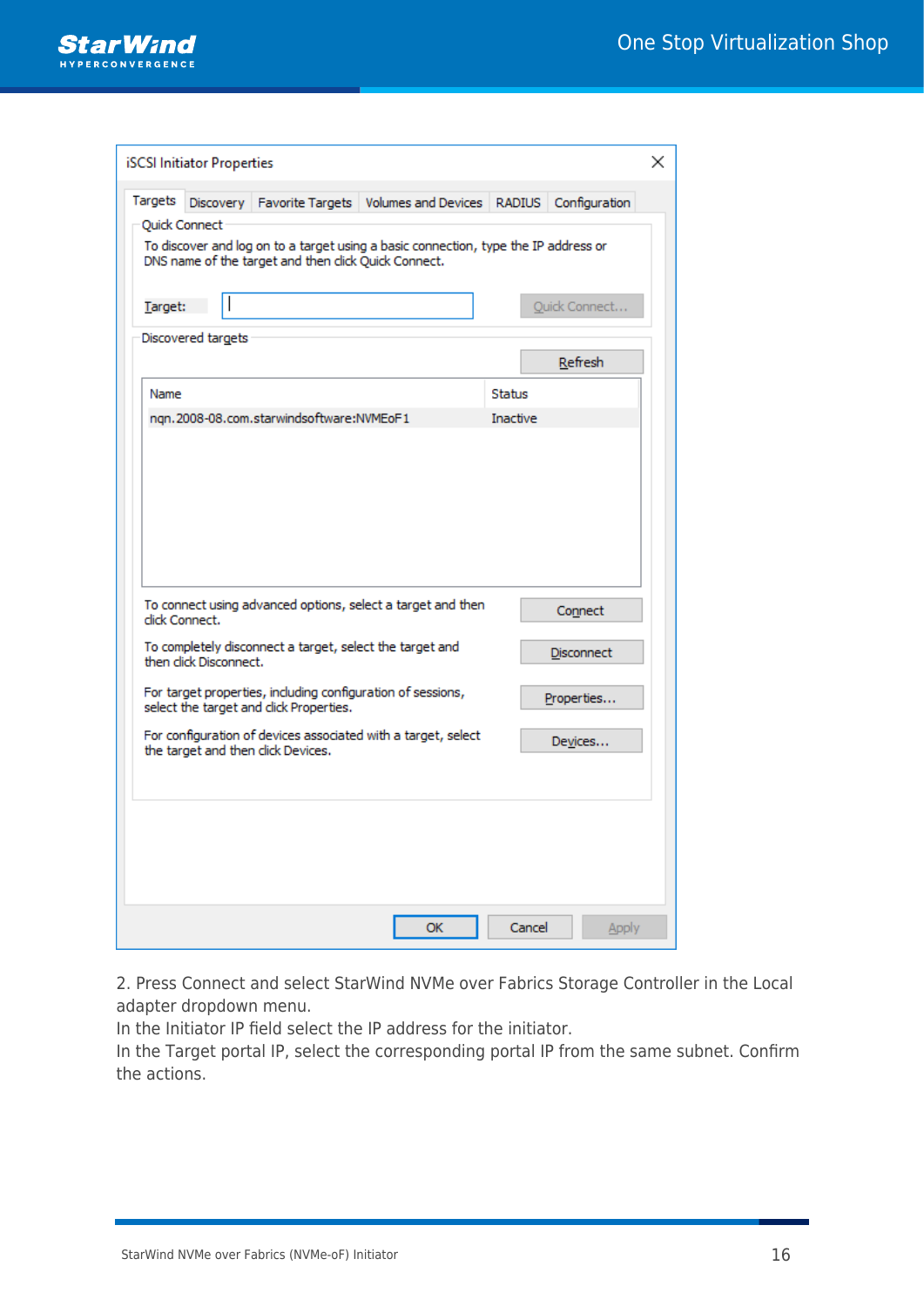2. Press Connect and select StarWind NVMe over Fabrics Storage Controller in the Local adapter dropdown menu.
In the Initiator IP field select the IP address for the initiator.
In the Target portal IP, select the corresponding portal IP from the same subnet. Confirm the actions.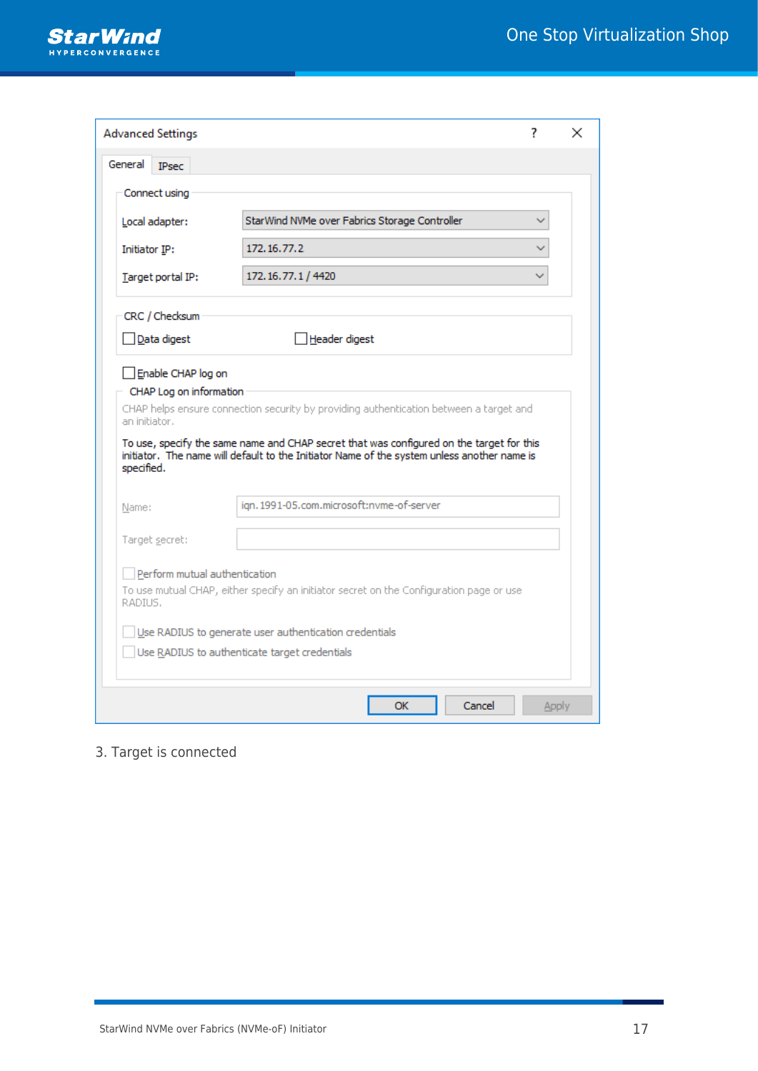Advanced Settings

General | IPsec

Connect using

Local adapter: StarWind NVMe over Fabrics Storage Controller

Initiator IP: 172.16.77.2

Target portal IP: 172.16.77.1 / 4420

CRC / Checksum

- [ ] Data digest
- [ ] Header digest

- [ ] Enable CHAP log on

CHAP Log on information

CHAP helps ensure connection security by providing authentication between a target and an initiator.

To use, specify the same name and CHAP secret that was configured on the target for this initiator. The name will default to the Initiator Name of the system unless another name is specified.

Name: iqn.1991-05.com.microsoft:nvme-of-server

Target secret:

- [ ] Perform mutual authentication

To use mutual CHAP, either specify an initiator secret on the Configuration page or use RADIUS.

- [ ] Use RADIUS to generate user authentication credentials
- [ ] Use RADIUS to authenticate target credentials

OK | Cancel | Apply

3. Target is connected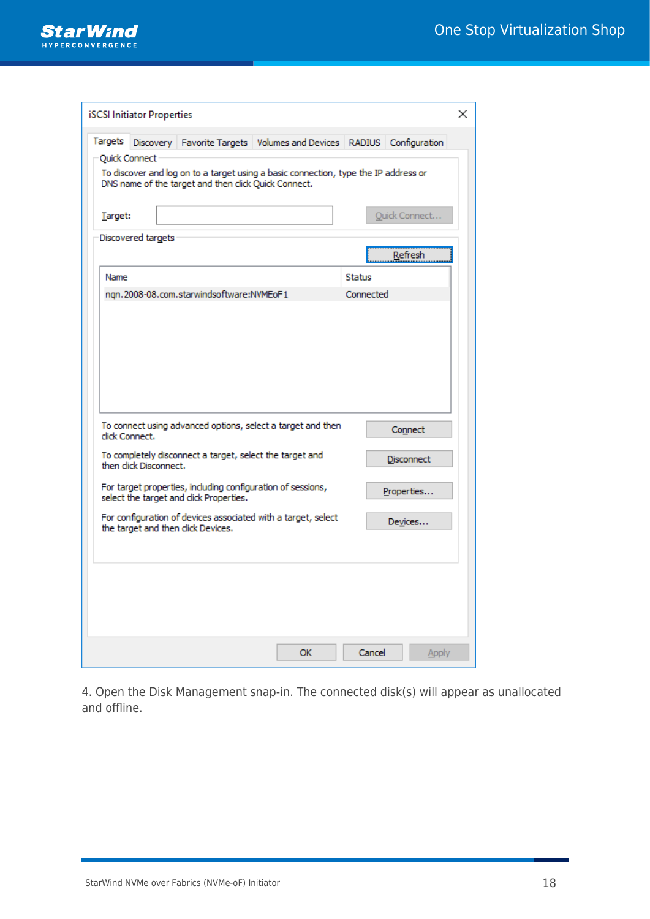iSCSI Initiator Properties

Targets | Discovery | Favorite Targets | Volumes and Devices | RADIUS | Configuration

Quick Connect

To discover and log on to a target using a basic connection, type the IP address or DNS name of the target and then click Quick Connect.

Target: [ ] Quick Connect...

Discovered targets

Refresh

| Name | Status |
| --- | --- |
| nqn.2008-08.com.starwindsoftware:NVMEoF1 | Connected |

To connect using advanced options, select a target and then click Connect. — Connect

To completely disconnect a target, select the target and then click Disconnect. — Disconnect

For target properties, including configuration of sessions, select the target and click Properties. — Properties...

For configuration of devices associated with a target, select the target and then click Devices. — Devices...

OK | Cancel | Apply

4. Open the Disk Management snap-in. The connected disk(s) will appear as unallocated and offline.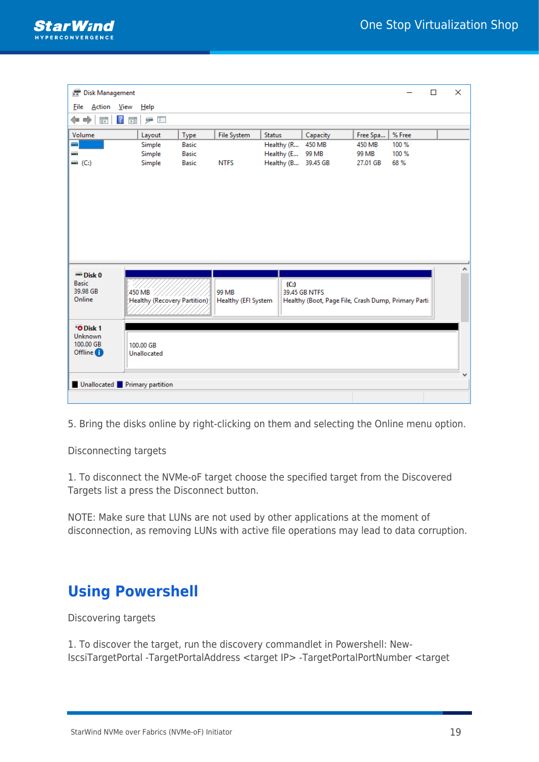5. Bring the disks online by right-clicking on them and selecting the Online menu option.

Disconnecting targets

1. To disconnect the NVMe-oF target choose the specified target from the Discovered Targets list a press the Disconnect button.

NOTE: Make sure that LUNs are not used by other applications at the moment of disconnection, as removing LUNs with active file operations may lead to data corruption.

## Using Powershell

Discovering targets

1. To discover the target, run the discovery commandlet in Powershell: New-IscsiTargetPortal -TargetPortalAddress <target IP> -TargetPortalPortNumber <target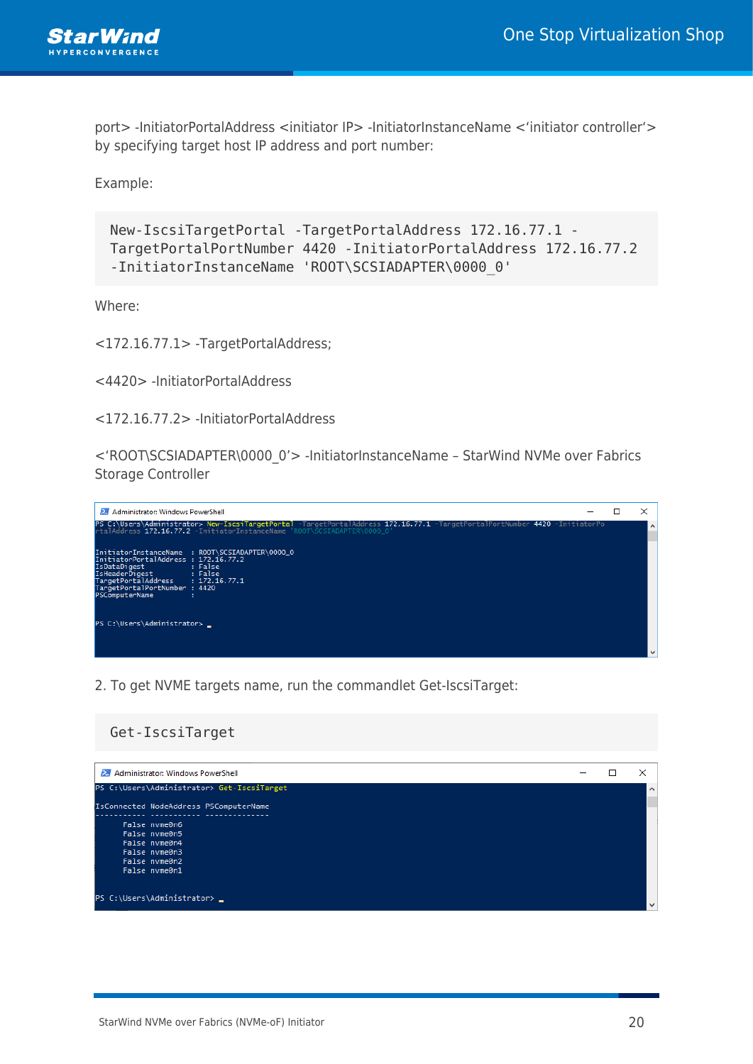port> -InitiatorPortalAddress <initiator IP> -InitiatorInstanceName <'initiator controller'> by specifying target host IP address and port number:

Example:

```
New-IscsiTargetPortal -TargetPortalAddress 172.16.77.1 -
TargetPortalPortNumber 4420 -InitiatorPortalAddress 172.16.77.2
-InitiatorInstanceName 'ROOT\SCSIADAPTER\0000_0'
```

Where:

<172.16.77.1> -TargetPortalAddress;

<4420> -InitiatorPortalAddress

<172.16.77.2> -InitiatorPortalAddress

<'ROOT\SCSIADAPTER\0000_0'> -InitiatorInstanceName – StarWind NVMe over Fabrics Storage Controller

```
Administrator: Windows PowerShell
PS C:\Users\Administrator> New-IscsiTargetPortal -TargetPortalAddress 172.16.77.1 -TargetPortalPortNumber 4420 -InitiatorPortalAddress 172.16.77.2 -InitiatorInstanceName 'ROOT\SCSIADAPTER\0000_0'

InitiatorInstanceName  : ROOT\SCSIADAPTER\0000_0
InitiatorPortalAddress : 172.16.77.2
IsDataDigest           : False
IsHeaderDigest         : False
TargetPortalAddress    : 172.16.77.1
TargetPortalPortNumber : 4420
PSComputerName         :

PS C:\Users\Administrator> _
```

2. To get NVME targets name, run the commandlet Get-IscsiTarget:

```
Get-IscsiTarget
```

```
Administrator: Windows PowerShell
PS C:\Users\Administrator> Get-IscsiTarget

IsConnected NodeAddress PSComputerName
----------- ----------- --------------
      False nvme0n6
      False nvme0n5
      False nvme0n4
      False nvme0n3
      False nvme0n2
      False nvme0n1

PS C:\Users\Administrator> _
```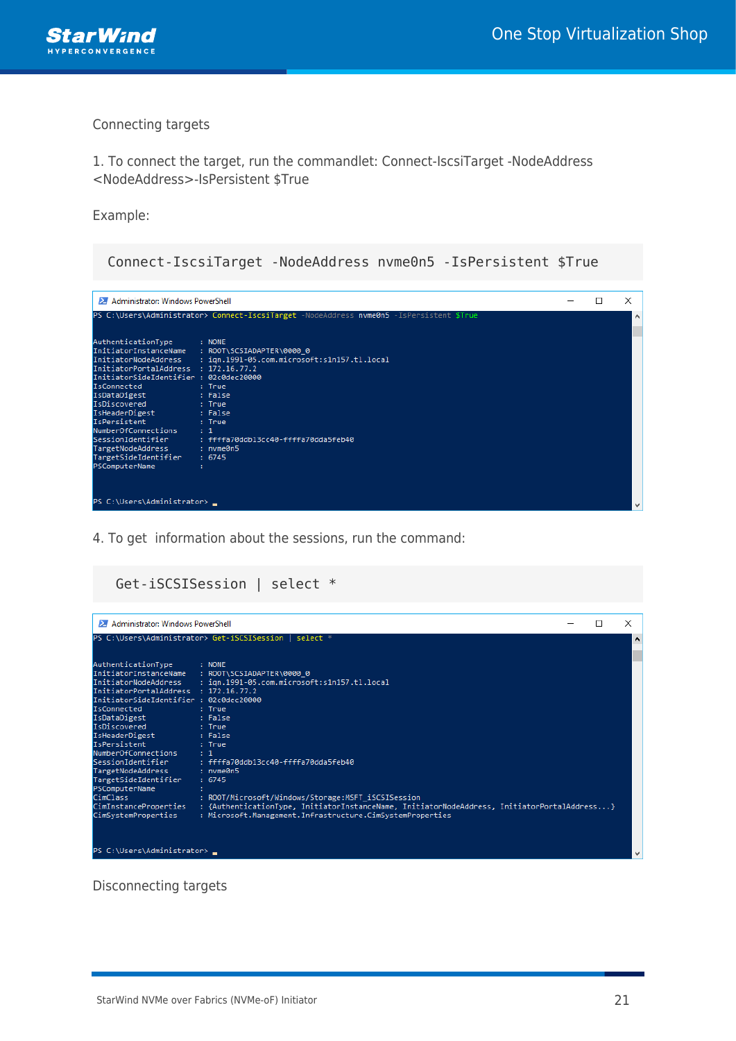Connecting targets

1. To connect the target, run the commandlet: Connect-IscsiTarget -NodeAddress <NodeAddress>-IsPersistent $True

Example:

```
Connect-IscsiTarget -NodeAddress nvme0n5 -IsPersistent $True
```

```
PS C:\Users\Administrator> Connect-IscsiTarget -NodeAddress nvme0n5 -IsPersistent $True


AuthenticationType       : NONE
InitiatorInstanceName    : ROOT\SCSIADAPTER\0000_0
InitiatorNodeAddress     : iqn.1991-05.com.microsoft:s1n157.t1.local
InitiatorPortalAddress   : 172.16.77.2
InitiatorSideIdentifier  : 02c0dec20000
IsConnected              : True
IsDataDigest             : False
IsDiscovered             : True
IsHeaderDigest           : False
IsPersistent             : True
NumberOfConnections      : 1
SessionIdentifier        : ffffa70ddb13cc40-ffffa70dda5feb40
TargetNodeAddress        : nvme0n5
TargetSideIdentifier     : 6745
PSComputerName           :


PS C:\Users\Administrator>
```

4. To get  information about the sessions, run the command:

```
Get-iSCSISession | select *
```

```
PS C:\Users\Administrator> Get-iSCSISession | select *


AuthenticationType       : NONE
InitiatorInstanceName    : ROOT\SCSIADAPTER\0000_0
InitiatorNodeAddress     : iqn.1991-05.com.microsoft:s1n157.t1.local
InitiatorPortalAddress   : 172.16.77.2
InitiatorSideIdentifier  : 02c0dec20000
IsConnected              : True
IsDataDigest             : False
IsDiscovered             : True
IsHeaderDigest           : False
IsPersistent             : True
NumberOfConnections      : 1
SessionIdentifier        : ffffa70ddb13cc40-ffffa70dda5feb40
TargetNodeAddress        : nvme0n5
TargetSideIdentifier     : 6745
PSComputerName           :
CimClass                 : ROOT/Microsoft/Windows/Storage:MSFT_iSCSISession
CimInstanceProperties    : {AuthenticationType, InitiatorInstanceName, InitiatorNodeAddress, InitiatorPortalAddress...}
CimSystemProperties      : Microsoft.Management.Infrastructure.CimSystemProperties


PS C:\Users\Administrator>
```

Disconnecting targets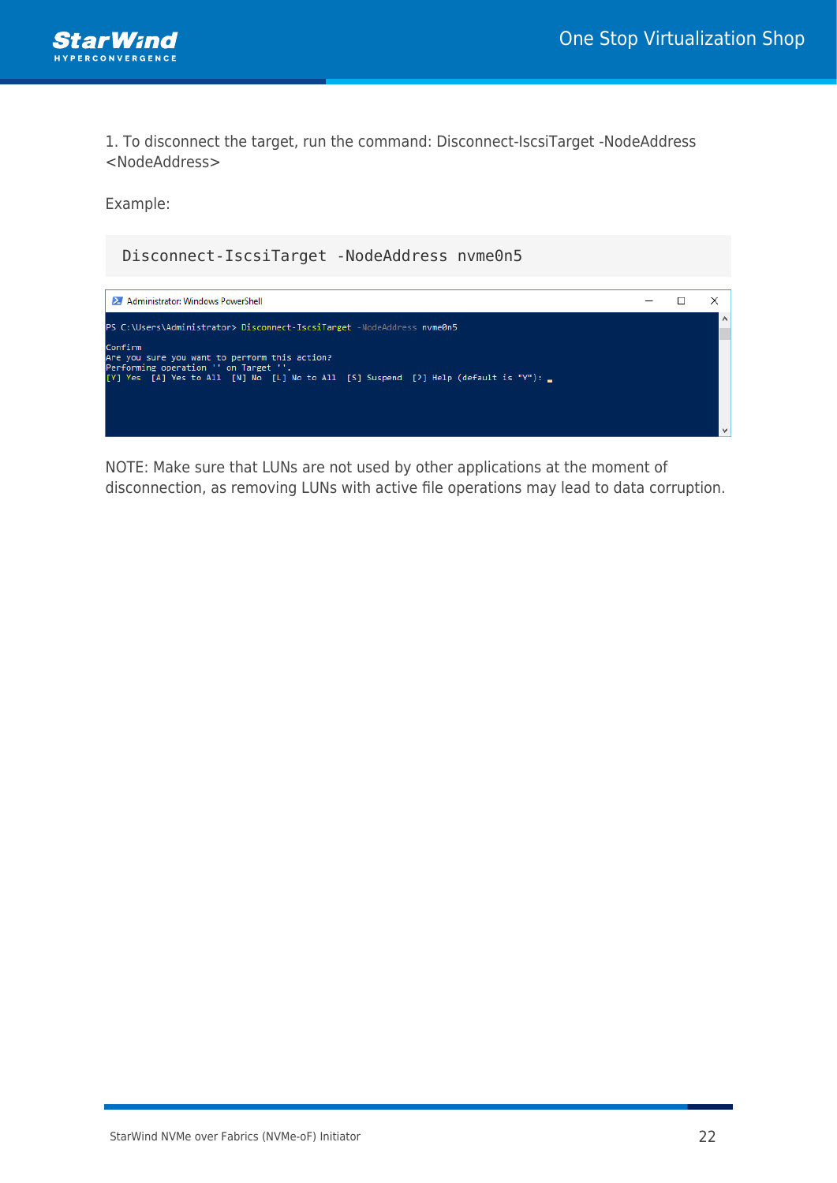1. To disconnect the target, run the command: Disconnect-IscsiTarget -NodeAddress <NodeAddress>

Example:

```
Disconnect-IscsiTarget -NodeAddress nvme0n5
```

```
PS C:\Users\Administrator> Disconnect-IscsiTarget -NodeAddress nvme0n5

Confirm
Are you sure you want to perform this action?
Performing operation '' on Target ''.
[Y] Yes  [A] Yes to All  [N] No  [L] No to All  [S] Suspend  [?] Help (default is "Y"):
```

NOTE: Make sure that LUNs are not used by other applications at the moment of disconnection, as removing LUNs with active file operations may lead to data corruption.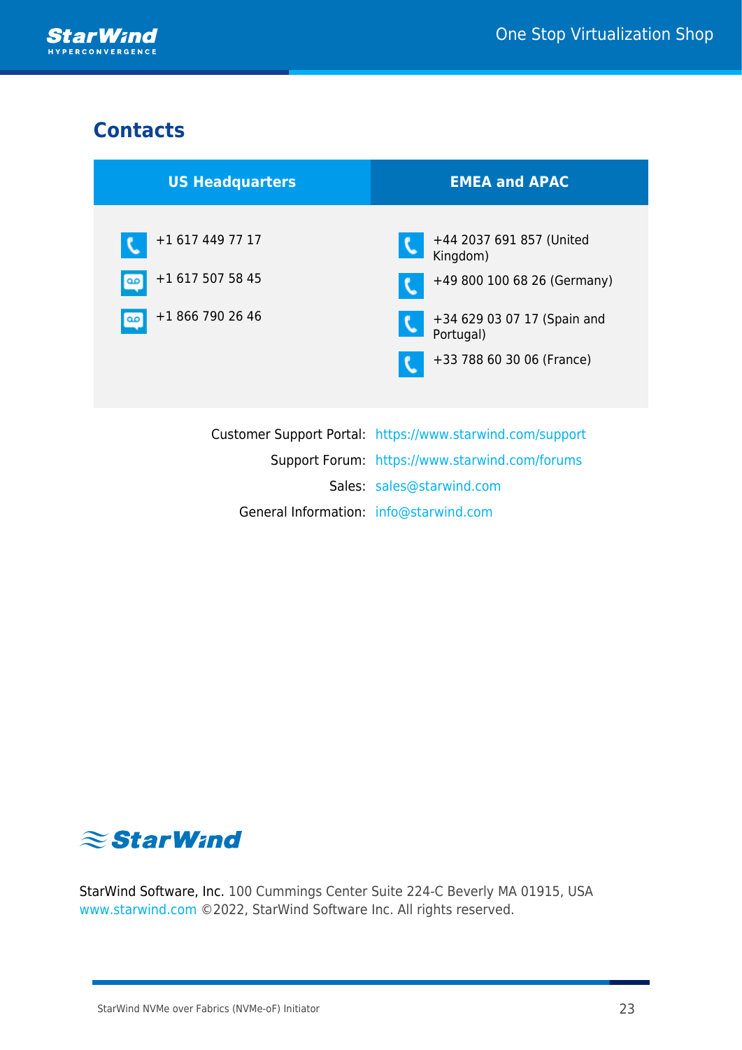## Contacts

| US Headquarters | EMEA and APAC |
|---|---|
| +1 617 449 77 17 | +44 2037 691 857 (United Kingdom) |
| +1 617 507 58 45 | +49 800 100 68 26 (Germany) |
| +1 866 790 26 46 | +34 629 03 07 17 (Spain and Portugal) |
| | +33 788 60 30 06 (France) |

Customer Support Portal: https://www.starwind.com/support

Support Forum: https://www.starwind.com/forums

Sales: sales@starwind.com

General Information: info@starwind.com

StarWind Software, Inc. 100 Cummings Center Suite 224-C Beverly MA 01915, USA
www.starwind.com ©2022, StarWind Software Inc. All rights reserved.